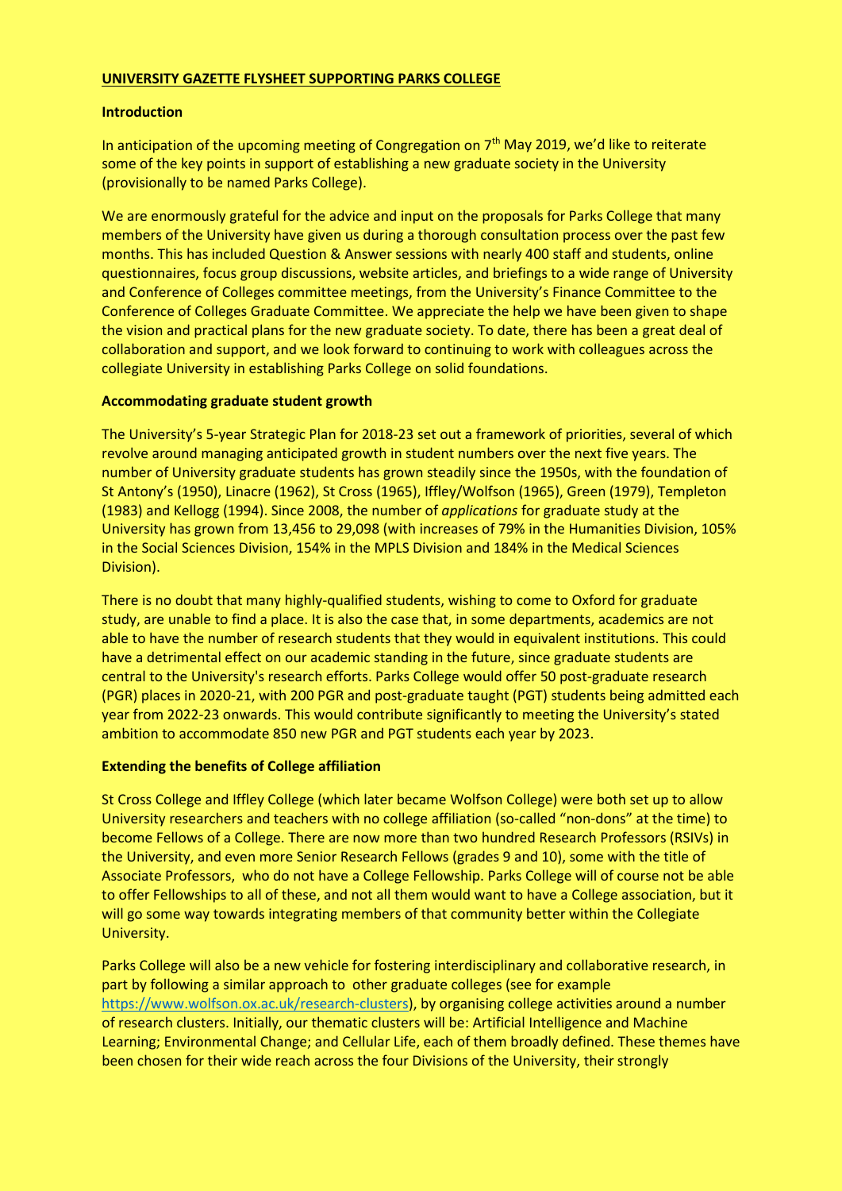**UNIVERSITY GAZETTE FLYSHEET SUPPORTING PARKS COLLEGE**

**Introduction**

In anticipation of the upcoming meeting of Congregation on 7th May 2019, we'd like to reiterate some of the key points in support of establishing a new graduate society in the University (provisionally to be named Parks College).

We are enormously grateful for the advice and input on the proposals for Parks College that many members of the University have given us during a thorough consultation process over the past few months. This has included Question & Answer sessions with nearly 400 staff and students, online questionnaires, focus group discussions, website articles, and briefings to a wide range of University and Conference of Colleges committee meetings, from the University's Finance Committee to the Conference of Colleges Graduate Committee. We appreciate the help we have been given to shape the vision and practical plans for the new graduate society. To date, there has been a great deal of collaboration and support, and we look forward to continuing to work with colleagues across the collegiate University in establishing Parks College on solid foundations.

**Accommodating graduate student growth**

The University's 5-year Strategic Plan for 2018-23 set out a framework of priorities, several of which revolve around managing anticipated growth in student numbers over the next five years. The number of University graduate students has grown steadily since the 1950s, with the foundation of St Antony's (1950), Linacre (1962), St Cross (1965), Iffley/Wolfson (1965), Green (1979), Templeton (1983) and Kellogg (1994). Since 2008, the number of *applications* for graduate study at the University has grown from 13,456 to 29,098 (with increases of 79% in the Humanities Division, 105% in the Social Sciences Division, 154% in the MPLS Division and 184% in the Medical Sciences Division).

There is no doubt that many highly-qualified students, wishing to come to Oxford for graduate study, are unable to find a place. It is also the case that, in some departments, academics are not able to have the number of research students that they would in equivalent institutions. This could have a detrimental effect on our academic standing in the future, since graduate students are central to the University's research efforts. Parks College would offer 50 post-graduate research (PGR) places in 2020-21, with 200 PGR and post-graduate taught (PGT) students being admitted each year from 2022-23 onwards. This would contribute significantly to meeting the University's stated ambition to accommodate 850 new PGR and PGT students each year by 2023.

**Extending the benefits of College affiliation**

St Cross College and Iffley College (which later became Wolfson College) were both set up to allow University researchers and teachers with no college affiliation (so-called "non-dons" at the time) to become Fellows of a College. There are now more than two hundred Research Professors (RSIVs) in the University, and even more Senior Research Fellows (grades 9 and 10), some with the title of Associate Professors, who do not have a College Fellowship. Parks College will of course not be able to offer Fellowships to all of these, and not all them would want to have a College association, but it will go some way towards integrating members of that community better within the Collegiate University.

Parks College will also be a new vehicle for fostering interdisciplinary and collaborative research, in part by following a similar approach to other graduate colleges (see for example https://www.wolfson.ox.ac.uk/research-clusters), by organising college activities around a number of research clusters. Initially, our thematic clusters will be: Artificial Intelligence and Machine Learning; Environmental Change; and Cellular Life, each of them broadly defined. These themes have been chosen for their wide reach across the four Divisions of the University, their strongly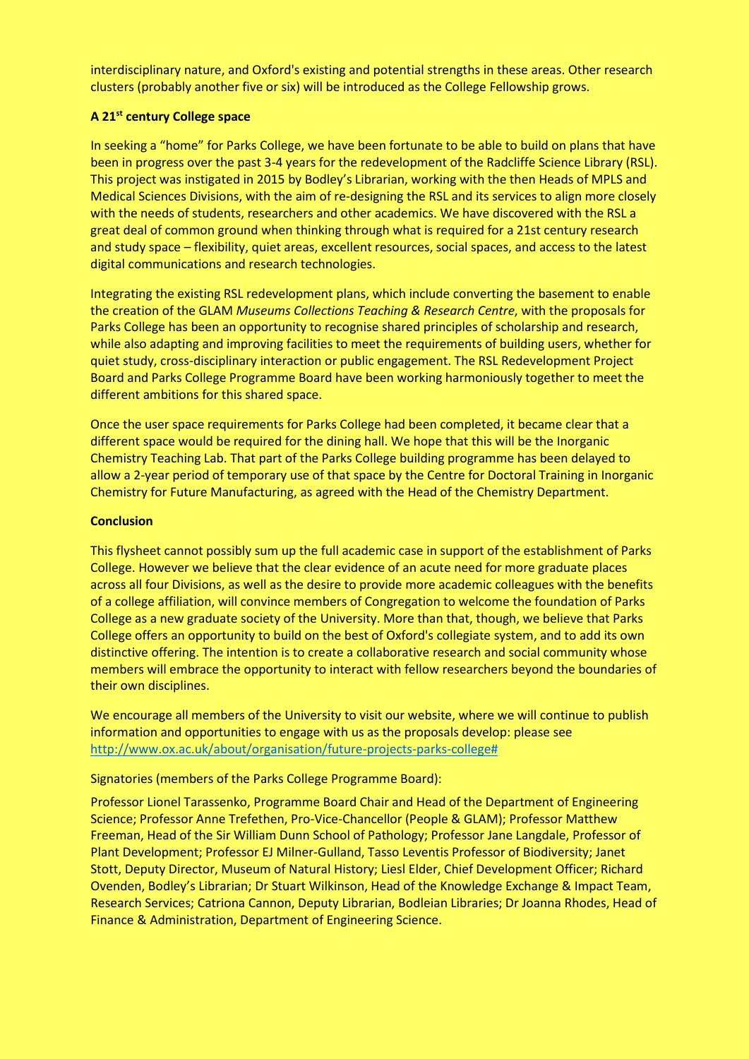interdisciplinary nature, and Oxford's existing and potential strengths in these areas. Other research clusters (probably another five or six) will be introduced as the College Fellowship grows.

**A 21st century College space**

In seeking a "home" for Parks College, we have been fortunate to be able to build on plans that have been in progress over the past 3-4 years for the redevelopment of the Radcliffe Science Library (RSL). This project was instigated in 2015 by Bodley's Librarian, working with the then Heads of MPLS and Medical Sciences Divisions, with the aim of re-designing the RSL and its services to align more closely with the needs of students, researchers and other academics. We have discovered with the RSL a great deal of common ground when thinking through what is required for a 21st century research and study space – flexibility, quiet areas, excellent resources, social spaces, and access to the latest digital communications and research technologies.

Integrating the existing RSL redevelopment plans, which include converting the basement to enable the creation of the GLAM *Museums Collections Teaching & Research Centre*, with the proposals for Parks College has been an opportunity to recognise shared principles of scholarship and research, while also adapting and improving facilities to meet the requirements of building users, whether for quiet study, cross-disciplinary interaction or public engagement. The RSL Redevelopment Project Board and Parks College Programme Board have been working harmoniously together to meet the different ambitions for this shared space.

Once the user space requirements for Parks College had been completed, it became clear that a different space would be required for the dining hall. We hope that this will be the Inorganic Chemistry Teaching Lab. That part of the Parks College building programme has been delayed to allow a 2-year period of temporary use of that space by the Centre for Doctoral Training in Inorganic Chemistry for Future Manufacturing, as agreed with the Head of the Chemistry Department.

**Conclusion**

This flysheet cannot possibly sum up the full academic case in support of the establishment of Parks College. However we believe that the clear evidence of an acute need for more graduate places across all four Divisions, as well as the desire to provide more academic colleagues with the benefits of a college affiliation, will convince members of Congregation to welcome the foundation of Parks College as a new graduate society of the University. More than that, though, we believe that Parks College offers an opportunity to build on the best of Oxford's collegiate system, and to add its own distinctive offering. The intention is to create a collaborative research and social community whose members will embrace the opportunity to interact with fellow researchers beyond the boundaries of their own disciplines.

We encourage all members of the University to visit our website, where we will continue to publish information and opportunities to engage with us as the proposals develop: please see http://www.ox.ac.uk/about/organisation/future-projects-parks-college#

Signatories (members of the Parks College Programme Board):

Professor Lionel Tarassenko, Programme Board Chair and Head of the Department of Engineering Science; Professor Anne Trefethen, Pro-Vice-Chancellor (People & GLAM); Professor Matthew Freeman, Head of the Sir William Dunn School of Pathology; Professor Jane Langdale, Professor of Plant Development; Professor EJ Milner-Gulland, Tasso Leventis Professor of Biodiversity; Janet Stott, Deputy Director, Museum of Natural History; Liesl Elder, Chief Development Officer; Richard Ovenden, Bodley's Librarian; Dr Stuart Wilkinson, Head of the Knowledge Exchange & Impact Team, Research Services; Catriona Cannon, Deputy Librarian, Bodleian Libraries; Dr Joanna Rhodes, Head of Finance & Administration, Department of Engineering Science.